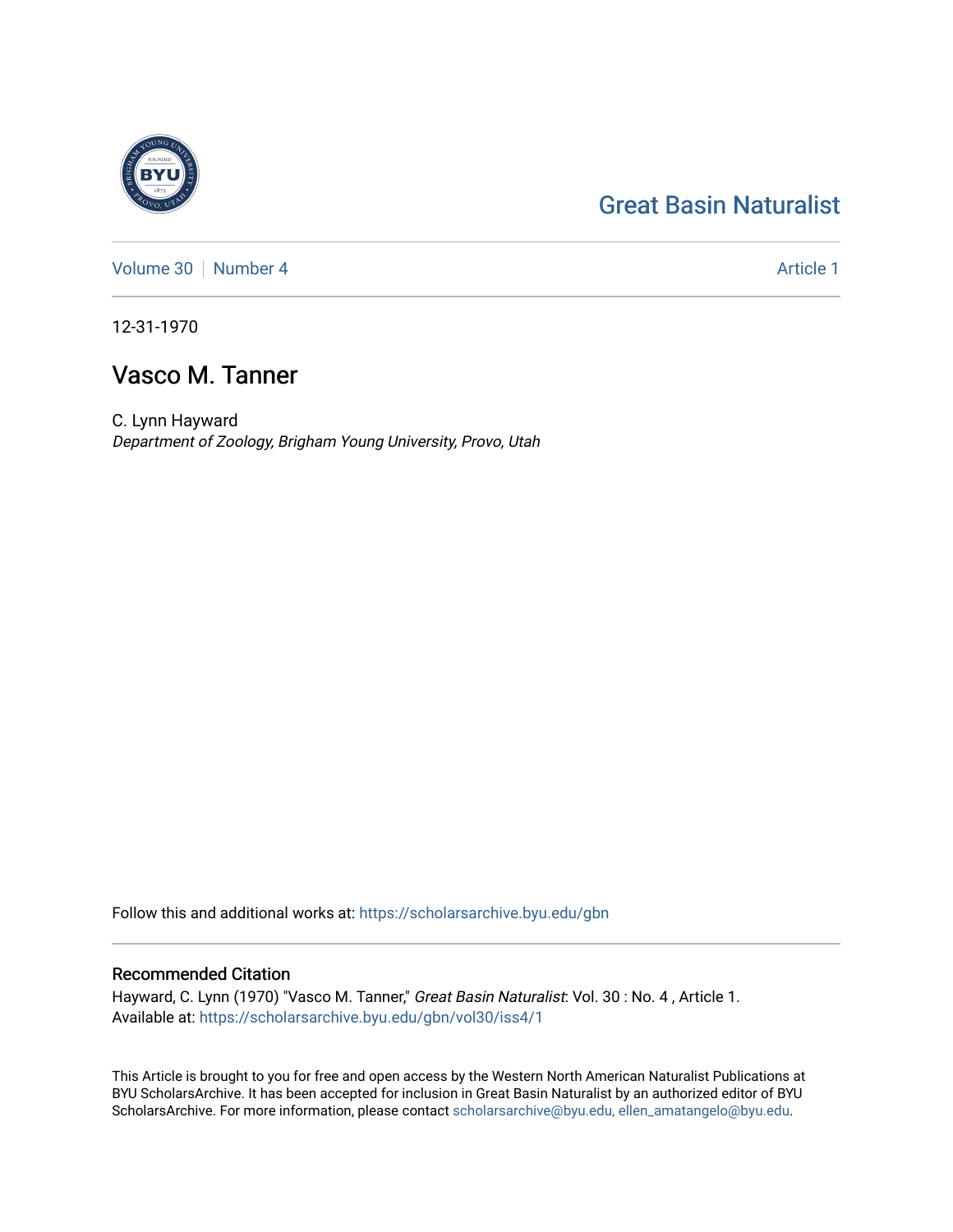Great Basin Naturalist

Volume 30 | Number 4 | Article 1

12-31-1970

# Vasco M. Tanner

C. Lynn Hayward
*Department of Zoology, Brigham Young University, Provo, Utah*

Follow this and additional works at: https://scholarsarchive.byu.edu/gbn

## Recommended Citation

Hayward, C. Lynn (1970) "Vasco M. Tanner," *Great Basin Naturalist*: Vol. 30 : No. 4 , Article 1.
Available at: https://scholarsarchive.byu.edu/gbn/vol30/iss4/1

This Article is brought to you for free and open access by the Western North American Naturalist Publications at BYU ScholarsArchive. It has been accepted for inclusion in Great Basin Naturalist by an authorized editor of BYU ScholarsArchive. For more information, please contact scholarsarchive@byu.edu, ellen_amatangelo@byu.edu.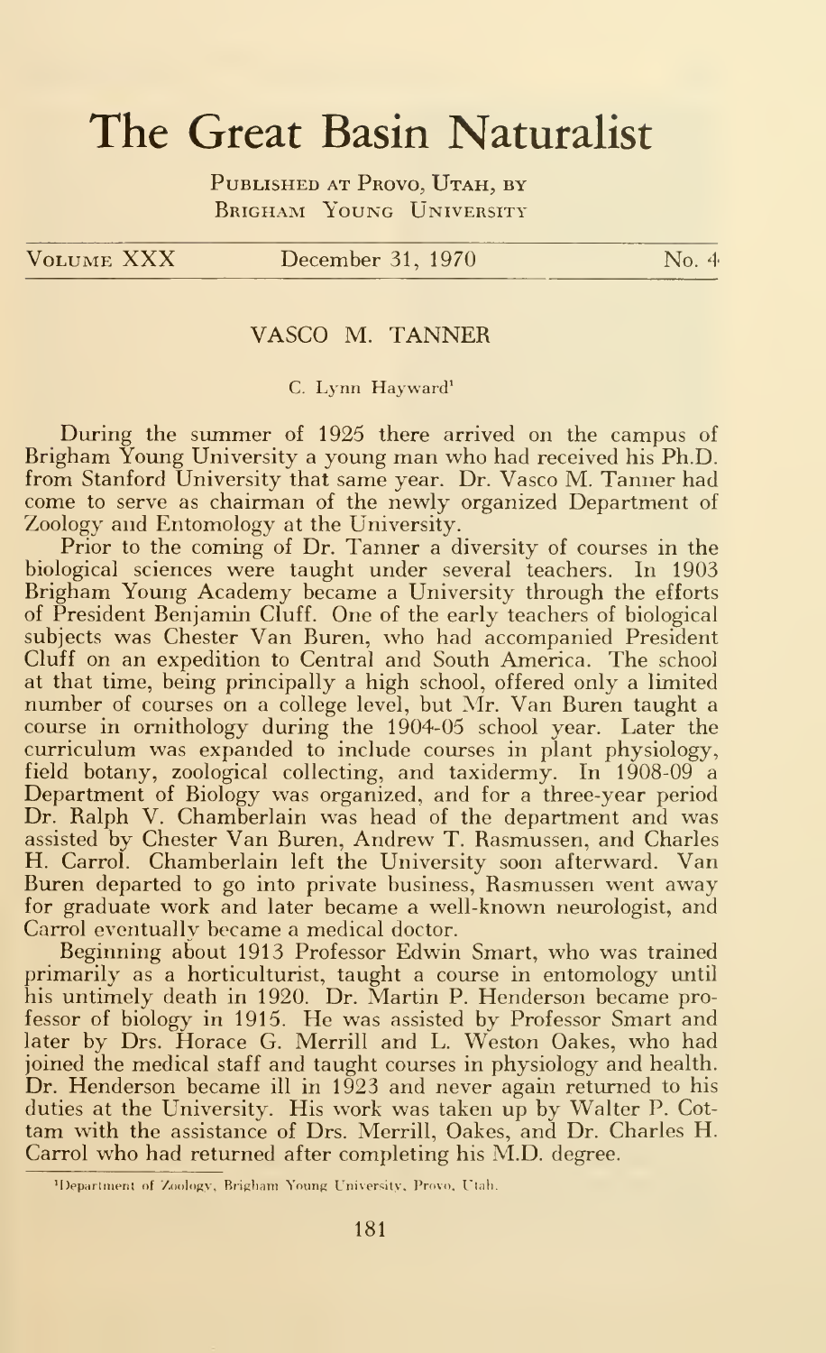# The Great Basin Naturalist

Published at Provo, Utah, by
Brigham Young University

Volume XXX — December 31, 1970 — No. 4

## VASCO M. TANNER

C. Lynn Hayward[1]

During the summer of 1925 there arrived on the campus of Brigham Young University a young man who had received his Ph.D. from Stanford University that same year. Dr. Vasco M. Tanner had come to serve as chairman of the newly organized Department of Zoology and Entomology at the University.

Prior to the coming of Dr. Tanner a diversity of courses in the biological sciences were taught under several teachers. In 1903 Brigham Young Academy became a University through the efforts of President Benjamin Cluff. One of the early teachers of biological subjects was Chester Van Buren, who had accompanied President Cluff on an expedition to Central and South America. The school at that time, being principally a high school, offered only a limited number of courses on a college level, but Mr. Van Buren taught a course in ornithology during the 1904-05 school year. Later the curriculum was expanded to include courses in plant physiology, field botany, zoological collecting, and taxidermy. In 1908-09 a Department of Biology was organized, and for a three-year period Dr. Ralph V. Chamberlain was head of the department and was assisted by Chester Van Buren, Andrew T. Rasmussen, and Charles H. Carrol. Chamberlain left the University soon afterward. Van Buren departed to go into private business, Rasmussen went away for graduate work and later became a well-known neurologist, and Carrol eventually became a medical doctor.

Beginning about 1913 Professor Edwin Smart, who was trained primarily as a horticulturist, taught a course in entomology until his untimely death in 1920. Dr. Martin P. Henderson became professor of biology in 1915. He was assisted by Professor Smart and later by Drs. Horace G. Merrill and L. Weston Oakes, who had joined the medical staff and taught courses in physiology and health. Dr. Henderson became ill in 1923 and never again returned to his duties at the University. His work was taken up by Walter P. Cottam with the assistance of Drs. Merrill, Oakes, and Dr. Charles H. Carrol who had returned after completing his M.D. degree.

[1] Department of Zoology, Brigham Young University, Provo, Utah.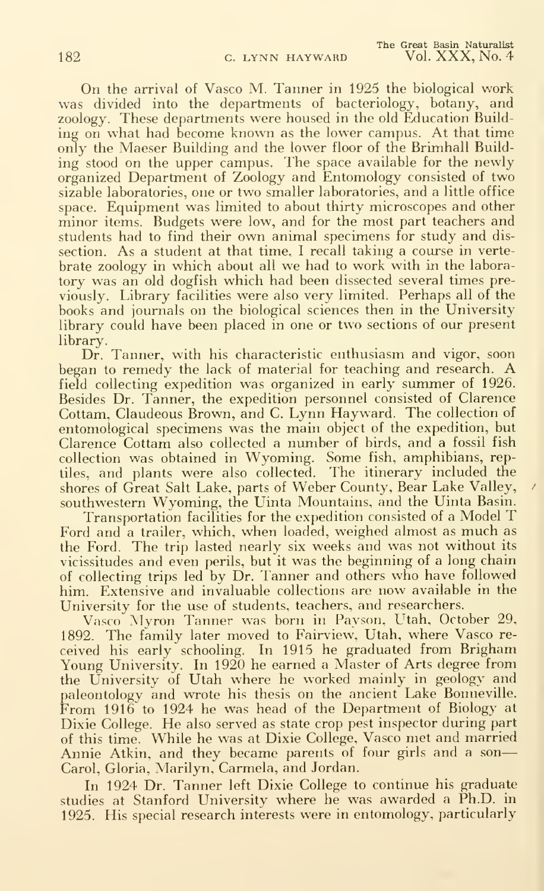On the arrival of Vasco M. Tanner in 1925 the biological work was divided into the departments of bacteriology, botany, and zoology. These departments were housed in the old Education Building on what had become known as the lower campus. At that time only the Maeser Building and the lower floor of the Brimhall Building stood on the upper campus. The space available for the newly organized Department of Zoology and Entomology consisted of two sizable laboratories, one or two smaller laboratories, and a little office space. Equipment was limited to about thirty microscopes and other minor items. Budgets were low, and for the most part teachers and students had to find their own animal specimens for study and dissection. As a student at that time, I recall taking a course in vertebrate zoology in which about all we had to work with in the laboratory was an old dogfish which had been dissected several times previously. Library facilities were also very limited. Perhaps all of the books and journals on the biological sciences then in the University library could have been placed in one or two sections of our present library.

Dr. Tanner, with his characteristic enthusiasm and vigor, soon began to remedy the lack of material for teaching and research. A field collecting expedition was organized in early summer of 1926. Besides Dr. Tanner, the expedition personnel consisted of Clarence Cottam, Claudeous Brown, and C. Lynn Hayward. The collection of entomological specimens was the main object of the expedition, but Clarence Cottam also collected a number of birds, and a fossil fish collection was obtained in Wyoming. Some fish, amphibians, reptiles, and plants were also collected. The itinerary included the shores of Great Salt Lake, parts of Weber County, Bear Lake Valley, southwestern Wyoming, the Uinta Mountains, and the Uinta Basin.

Transportation facilities for the expedition consisted of a Model T Ford and a trailer, which, when loaded, weighed almost as much as the Ford. The trip lasted nearly six weeks and was not without its vicissitudes and even perils, but it was the beginning of a long chain of collecting trips led by Dr. Tanner and others who have followed him. Extensive and invaluable collections are now available in the University for the use of students, teachers, and researchers.

Vasco Myron Tanner was born in Payson, Utah, October 29, 1892. The family later moved to Fairview, Utah, where Vasco received his early schooling. In 1915 he graduated from Brigham Young University. In 1920 he earned a Master of Arts degree from the University of Utah where he worked mainly in geology and paleontology and wrote his thesis on the ancient Lake Bonneville. From 1916 to 1924 he was head of the Department of Biology at Dixie College. He also served as state crop pest inspector during part of this time. While he was at Dixie College, Vasco met and married Annie Atkin, and they became parents of four girls and a son—Carol, Gloria, Marilyn, Carmela, and Jordan.

In 1924 Dr. Tanner left Dixie College to continue his graduate studies at Stanford University where he was awarded a Ph.D. in 1925. His special research interests were in entomology, particularly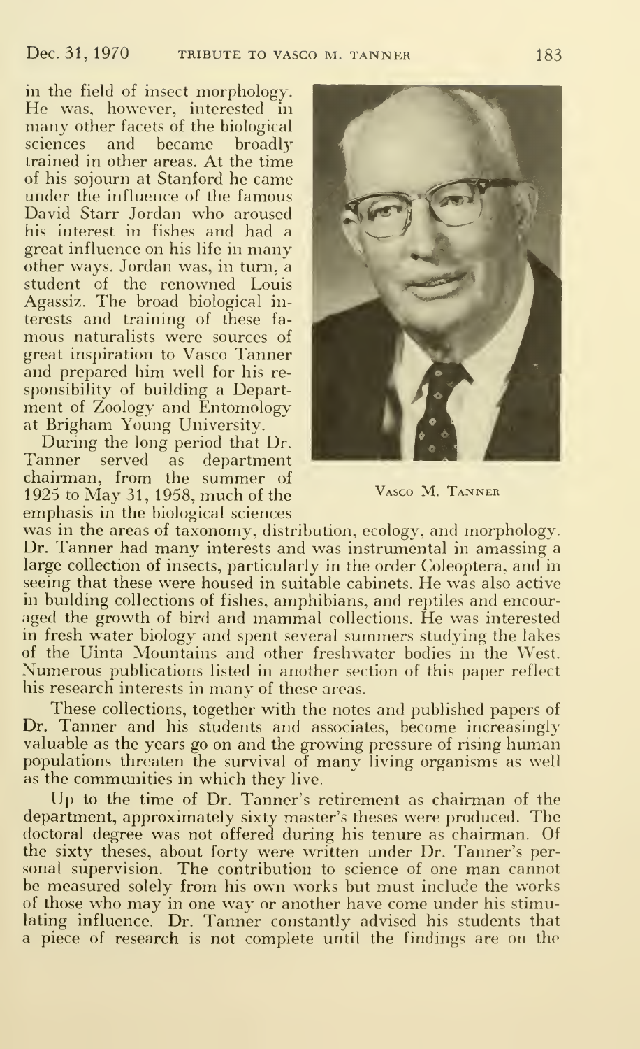in the field of insect morphology. He was, however, interested in many other facets of the biological sciences and became broadly trained in other areas. At the time of his sojourn at Stanford he came under the influence of the famous David Starr Jordan who aroused his interest in fishes and had a great influence on his life in many other ways. Jordan was, in turn, a student of the renowned Louis Agassiz. The broad biological interests and training of these famous naturalists were sources of great inspiration to Vasco Tanner and prepared him well for his responsibility of building a Department of Zoology and Entomology at Brigham Young University.

Vasco M. Tanner

During the long period that Dr. Tanner served as department chairman, from the summer of 1925 to May 31, 1958, much of the emphasis in the biological sciences was in the areas of taxonomy, distribution, ecology, and morphology. Dr. Tanner had many interests and was instrumental in amassing a large collection of insects, particularly in the order Coleoptera, and in seeing that these were housed in suitable cabinets. He was also active in building collections of fishes, amphibians, and reptiles and encouraged the growth of bird and mammal collections. He was interested in fresh water biology and spent several summers studying the lakes of the Uinta Mountains and other freshwater bodies in the West. Numerous publications listed in another section of this paper reflect his research interests in many of these areas.

These collections, together with the notes and published papers of Dr. Tanner and his students and associates, become increasingly valuable as the years go on and the growing pressure of rising human populations threaten the survival of many living organisms as well as the communities in which they live.

Up to the time of Dr. Tanner's retirement as chairman of the department, approximately sixty master's theses were produced. The doctoral degree was not offered during his tenure as chairman. Of the sixty theses, about forty were written under Dr. Tanner's personal supervision. The contribution to science of one man cannot be measured solely from his own works but must include the works of those who may in one way or another have come under his stimulating influence. Dr. Tanner constantly advised his students that a piece of research is not complete until the findings are on the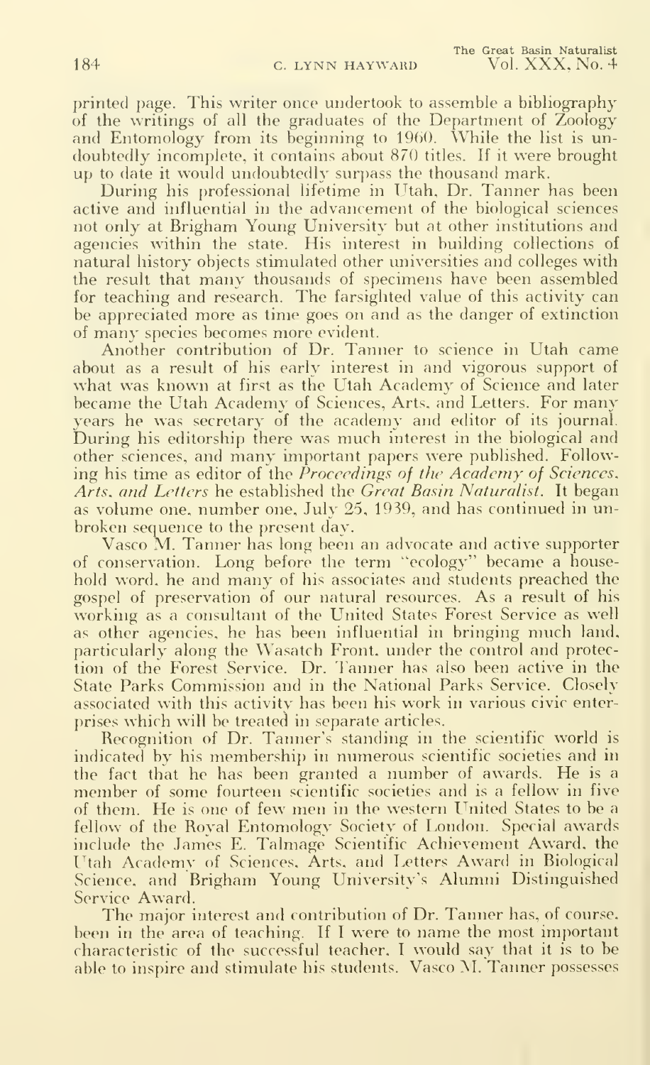printed page. This writer once undertook to assemble a bibliography of the writings of all the graduates of the Department of Zoology and Entomology from its beginning to 1960. While the list is undoubtedly incomplete, it contains about 870 titles. If it were brought up to date it would undoubtedly surpass the thousand mark.

During his professional lifetime in Utah, Dr. Tanner has been active and influential in the advancement of the biological sciences not only at Brigham Young University but at other institutions and agencies within the state. His interest in building collections of natural history objects stimulated other universities and colleges with the result that many thousands of specimens have been assembled for teaching and research. The farsighted value of this activity can be appreciated more as time goes on and as the danger of extinction of many species becomes more evident.

Another contribution of Dr. Tanner to science in Utah came about as a result of his early interest in and vigorous support of what was known at first as the Utah Academy of Science and later became the Utah Academy of Sciences, Arts, and Letters. For many years he was secretary of the academy and editor of its journal. During his editorship there was much interest in the biological and other sciences, and many important papers were published. Following his time as editor of the *Proceedings of the Academy of Sciences, Arts, and Letters* he established the *Great Basin Naturalist*. It began as volume one, number one, July 25, 1939, and has continued in unbroken sequence to the present day.

Vasco M. Tanner has long been an advocate and active supporter of conservation. Long before the term "ecology" became a household word, he and many of his associates and students preached the gospel of preservation of our natural resources. As a result of his working as a consultant of the United States Forest Service as well as other agencies, he has been influential in bringing much land, particularly along the Wasatch Front, under the control and protection of the Forest Service. Dr. Tanner has also been active in the State Parks Commission and in the National Parks Service. Closely associated with this activity has been his work in various civic enterprises which will be treated in separate articles.

Recognition of Dr. Tanner's standing in the scientific world is indicated by his membership in numerous scientific societies and in the fact that he has been granted a number of awards. He is a member of some fourteen scientific societies and is a fellow in five of them. He is one of few men in the western United States to be a fellow of the Royal Entomology Society of London. Special awards include the James E. Talmage Scientific Achievement Award, the Utah Academy of Sciences, Arts, and Letters Award in Biological Science, and Brigham Young University's Alumni Distinguished Service Award.

The major interest and contribution of Dr. Tanner has, of course, been in the area of teaching. If I were to name the most important characteristic of the successful teacher, I would say that it is to be able to inspire and stimulate his students. Vasco M. Tanner possesses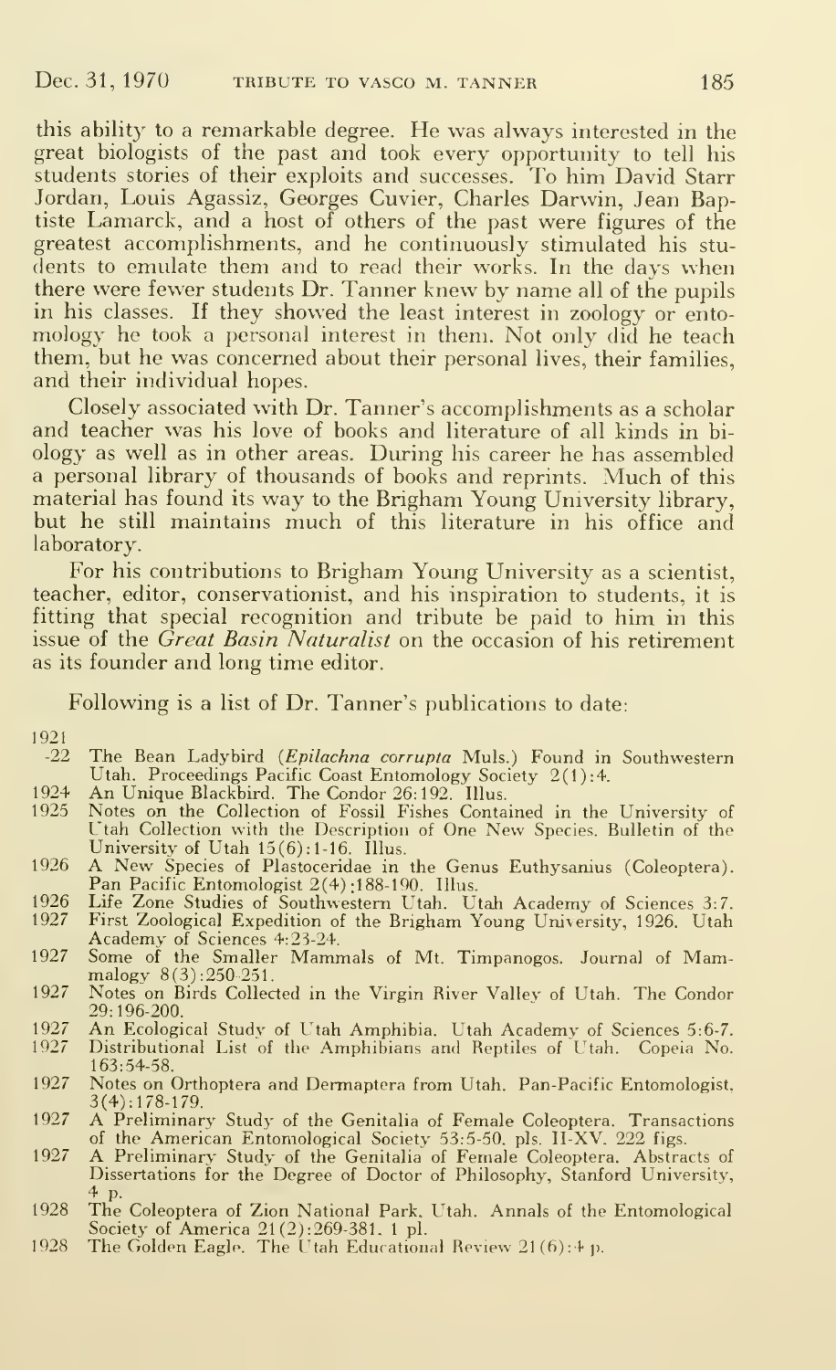this ability to a remarkable degree. He was always interested in the great biologists of the past and took every opportunity to tell his students stories of their exploits and successes. To him David Starr Jordan, Louis Agassiz, Georges Cuvier, Charles Darwin, Jean Baptiste Lamarck, and a host of others of the past were figures of the greatest accomplishments, and he continuously stimulated his students to emulate them and to read their works. In the days when there were fewer students Dr. Tanner knew by name all of the pupils in his classes. If they showed the least interest in zoology or entomology he took a personal interest in them. Not only did he teach them, but he was concerned about their personal lives, their families, and their individual hopes.

Closely associated with Dr. Tanner's accomplishments as a scholar and teacher was his love of books and literature of all kinds in biology as well as in other areas. During his career he has assembled a personal library of thousands of books and reprints. Much of this material has found its way to the Brigham Young University library, but he still maintains much of this literature in his office and laboratory.

For his contributions to Brigham Young University as a scientist, teacher, editor, conservationist, and his inspiration to students, it is fitting that special recognition and tribute be paid to him in this issue of the *Great Basin Naturalist* on the occasion of his retirement as its founder and long time editor.

Following is a list of Dr. Tanner's publications to date:

1921-22 The Bean Ladybird (*Epilachna corrupta* Muls.) Found in Southwestern Utah. Proceedings Pacific Coast Entomology Society 2(1):4.

1924 An Unique Blackbird. The Condor 26:192. Illus.

1925 Notes on the Collection of Fossil Fishes Contained in the University of Utah Collection with the Description of One New Species. Bulletin of the University of Utah 15(6):1-16. Illus.

1926 A New Species of Plastoceridae in the Genus Euthysanius (Coleoptera). Pan Pacific Entomologist 2(4):188-190. Illus.

1926 Life Zone Studies of Southwestern Utah. Utah Academy of Sciences 3:7.

1927 First Zoological Expedition of the Brigham Young University, 1926. Utah Academy of Sciences 4:23-24.

1927 Some of the Smaller Mammals of Mt. Timpanogos. Journal of Mammalogy 8(3):250-251.

1927 Notes on Birds Collected in the Virgin River Valley of Utah. The Condor 29:196-200.

1927 An Ecological Study of Utah Amphibia. Utah Academy of Sciences 5:6-7.

1927 Distributional List of the Amphibians and Reptiles of Utah. Copeia No. 163:54-58.

1927 Notes on Orthoptera and Dermaptera from Utah. Pan-Pacific Entomologist, 3(4):178-179.

1927 A Preliminary Study of the Genitalia of Female Coleoptera. Transactions of the American Entomological Society 53:5-50. pls. II-XV. 222 figs.

1927 A Preliminary Study of the Genitalia of Female Coleoptera. Abstracts of Dissertations for the Degree of Doctor of Philosophy, Stanford University, 4 p.

1928 The Coleoptera of Zion National Park, Utah. Annals of the Entomological Society of America 21(2):269-381. 1 pl.

1928 The Golden Eagle. The Utah Educational Review 21(6):4 p.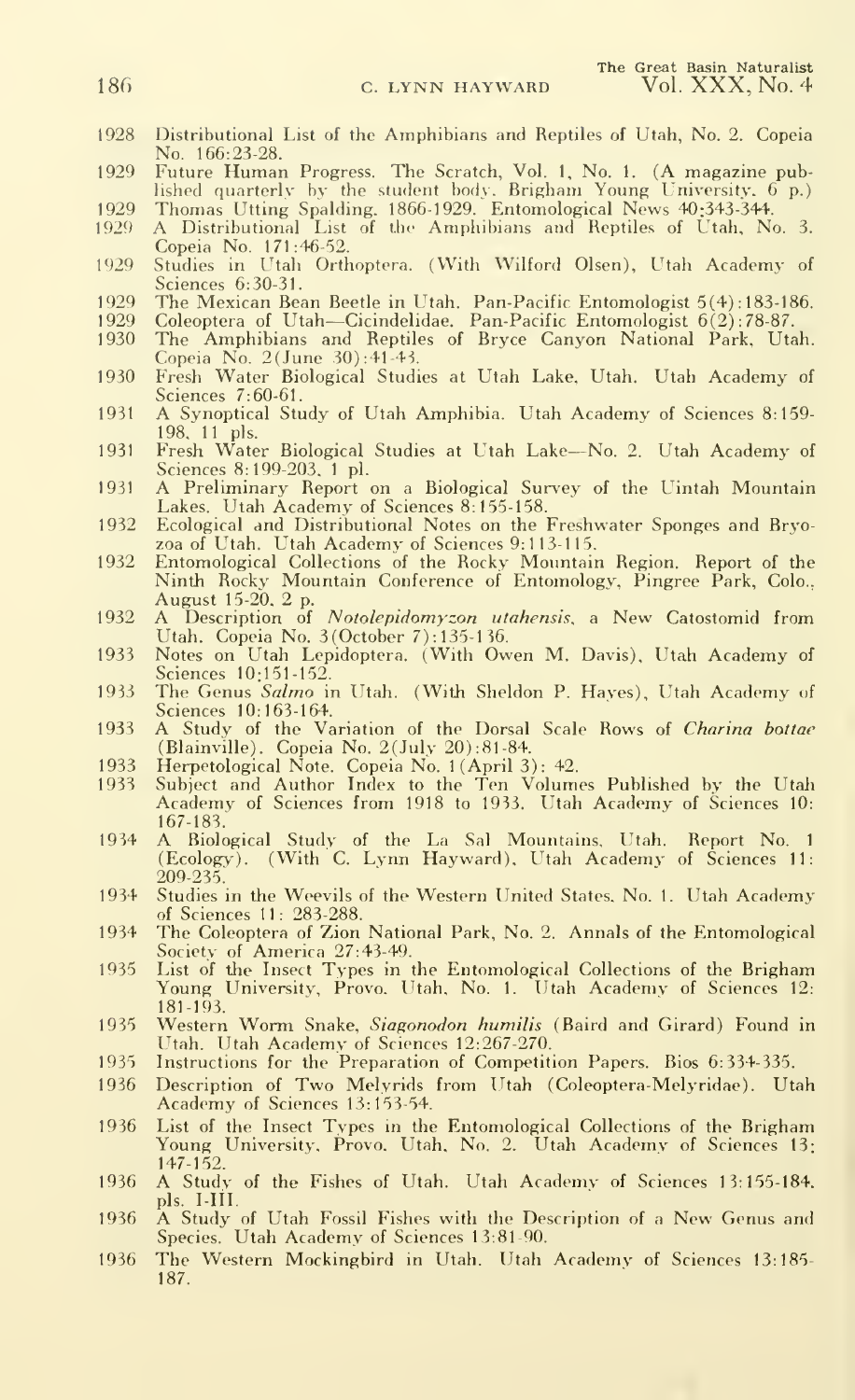1928 Distributional List of the Amphibians and Reptiles of Utah, No. 2. Copeia No. 166:23-28.

1929 Future Human Progress. The Scratch, Vol. 1, No. 1. (A magazine published quarterly by the student body, Brigham Young University. 6 p.)

1929 Thomas Utting Spalding. 1866-1929. Entomological News 40:343-344.

1929 A Distributional List of the Amphibians and Reptiles of Utah, No. 3. Copeia No. 171:46-52.

1929 Studies in Utah Orthoptera. (With Wilford Olsen), Utah Academy of Sciences 6:30-31.

1929 The Mexican Bean Beetle in Utah. Pan-Pacific Entomologist 5(4):183-186.

1929 Coleoptera of Utah—Cicindelidae. Pan-Pacific Entomologist 6(2):78-87.

1930 The Amphibians and Reptiles of Bryce Canyon National Park, Utah. Copeia No. 2(June 30):41-43.

1930 Fresh Water Biological Studies at Utah Lake, Utah. Utah Academy of Sciences 7:60-61.

1931 A Synoptical Study of Utah Amphibia. Utah Academy of Sciences 8:159-198, 11 pls.

1931 Fresh Water Biological Studies at Utah Lake—No. 2. Utah Academy of Sciences 8:199-203, 1 pl.

1931 A Preliminary Report on a Biological Survey of the Uintah Mountain Lakes. Utah Academy of Sciences 8:155-158.

1932 Ecological and Distributional Notes on the Freshwater Sponges and Bryozoa of Utah. Utah Academy of Sciences 9:113-115.

1932 Entomological Collections of the Rocky Mountain Region. Report of the Ninth Rocky Mountain Conference of Entomology, Pingree Park, Colo., August 15-20, 2 p.

1932 A Description of *Notolepidomyzon utahensis*, a New Catostomid from Utah. Copeia No. 3(October 7):135-136.

1933 Notes on Utah Lepidoptera. (With Owen M. Davis), Utah Academy of Sciences 10:151-152.

1933 The Genus *Salmo* in Utah. (With Sheldon P. Hayes), Utah Academy of Sciences 10:163-164.

1933 A Study of the Variation of the Dorsal Scale Rows of *Charina bottae* (Blainville). Copeia No. 2(July 20):81-84.

1933 Herpetological Note. Copeia No. 1(April 3): 42.

1933 Subject and Author Index to the Ten Volumes Published by the Utah Academy of Sciences from 1918 to 1933. Utah Academy of Sciences 10: 167-183.

1934 A Biological Study of the La Sal Mountains, Utah. Report No. 1 (Ecology). (With C. Lynn Hayward), Utah Academy of Sciences 11: 209-235.

1934 Studies in the Weevils of the Western United States. No. 1. Utah Academy of Sciences 11: 283-288.

1934 The Coleoptera of Zion National Park, No. 2. Annals of the Entomological Society of America 27:43-49.

1935 List of the Insect Types in the Entomological Collections of the Brigham Young University, Provo, Utah, No. 1. Utah Academy of Sciences 12: 181-193.

1935 Western Worm Snake, *Siagonodon humilis* (Baird and Girard) Found in Utah. Utah Academy of Sciences 12:267-270.

1935 Instructions for the Preparation of Competition Papers. Bios 6:334-335.

1936 Description of Two Melyrids from Utah (Coleoptera-Melyridae). Utah Academy of Sciences 13:153-54.

1936 List of the Insect Types in the Entomological Collections of the Brigham Young University, Provo, Utah, No. 2. Utah Academy of Sciences 13: 147-152.

1936 A Study of the Fishes of Utah. Utah Academy of Sciences 13:155-184, pls. I-III.

1936 A Study of Utah Fossil Fishes with the Description of a New Genus and Species. Utah Academy of Sciences 13:81-90.

1936 The Western Mockingbird in Utah. Utah Academy of Sciences 13:185-187.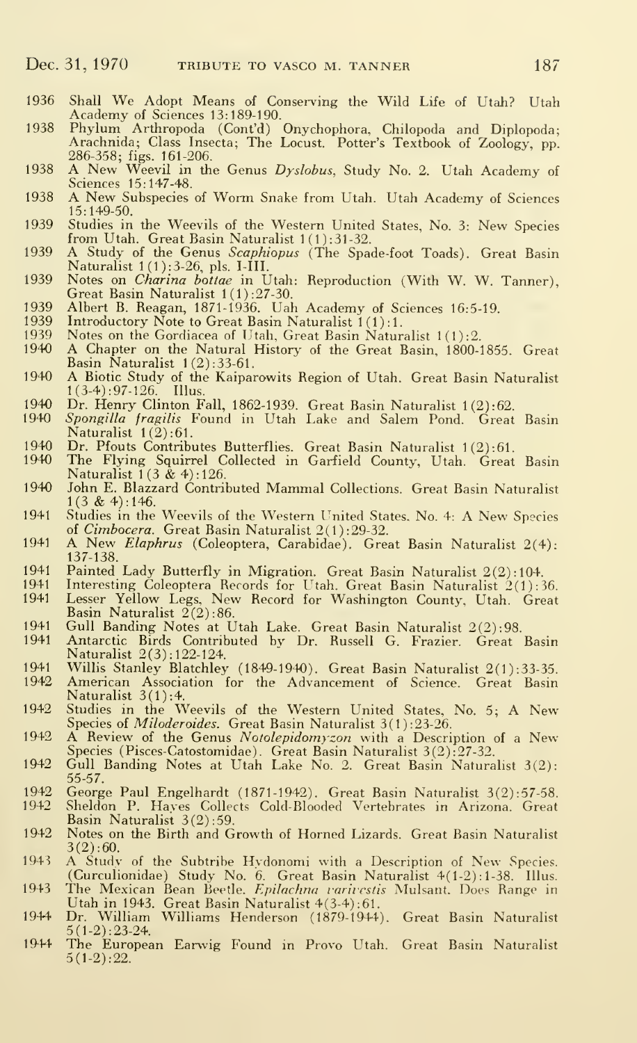1936 Shall We Adopt Means of Conserving the Wild Life of Utah? Utah Academy of Sciences 13:189-190.

1938 Phylum Arthropoda (Cont'd) Onychophora, Chilopoda and Diplopoda; Arachnida; Class Insecta; The Locust. Potter's Textbook of Zoology, pp. 286-358; figs. 161-206.

1938 A New Weevil in the Genus *Dyslobus*, Study No. 2. Utah Academy of Sciences 15:147-48.

1938 A New Subspecies of Worm Snake from Utah. Utah Academy of Sciences 15:149-50.

1939 Studies in the Weevils of the Western United States, No. 3: New Species from Utah. Great Basin Naturalist 1(1):31-32.

1939 A Study of the Genus *Scaphiopus* (The Spade-foot Toads). Great Basin Naturalist 1(1):3-26, pls. I-III.

1939 Notes on *Charina bottae* in Utah: Reproduction (With W. W. Tanner), Great Basin Naturalist 1(1):27-30.

1939 Albert B. Reagan, 1871-1936. Uah Academy of Sciences 16:5-19.

1939 Introductory Note to Great Basin Naturalist 1(1):1.

1939 Notes on the Gordiacea of Utah, Great Basin Naturalist 1(1):2.

1940 A Chapter on the Natural History of the Great Basin, 1800-1855. Great Basin Naturalist 1(2):33-61.

1940 A Biotic Study of the Kaiparowits Region of Utah. Great Basin Naturalist 1(3-4):97-126. Illus.

1940 Dr. Henry Clinton Fall, 1862-1939. Great Basin Naturalist 1(2):62.

1940 *Spongilla fragilis* Found in Utah Lake and Salem Pond. Great Basin Naturalist 1(2):61.

1940 Dr. Pfouts Contributes Butterflies. Great Basin Naturalist 1(2):61.

1940 The Flying Squirrel Collected in Garfield County, Utah. Great Basin Naturalist 1(3 & 4):126.

1940 John E. Blazzard Contributed Mammal Collections. Great Basin Naturalist 1(3 & 4):146.

1941 Studies in the Weevils of the Western United States. No. 4: A New Species of *Cimbocera*. Great Basin Naturalist 2(1):29-32.

1941 A New *Elaphrus* (Coleoptera, Carabidae). Great Basin Naturalist 2(4): 137-138.

1941 Painted Lady Butterfly in Migration. Great Basin Naturalist 2(2):104.

1941 Interesting Coleoptera Records for Utah. Great Basin Naturalist 2(1):36.

1941 Lesser Yellow Legs, New Record for Washington County, Utah. Great Basin Naturalist 2(2):86.

1941 Gull Banding Notes at Utah Lake. Great Basin Naturalist 2(2):98.

1941 Antarctic Birds Contributed by Dr. Russell G. Frazier. Great Basin Naturalist 2(3):122-124.

1941 Willis Stanley Blatchley (1849-1940). Great Basin Naturalist 2(1):33-35.

1942 American Association for the Advancement of Science. Great Basin Naturalist 3(1):4.

1942 Studies in the Weevils of the Western United States, No. 5; A New Species of *Miloderoides*. Great Basin Naturalist 3(1):23-26.

1942 A Review of the Genus *Notolepidomyzon* with a Description of a New Species (Pisces-Catostomidae). Great Basin Naturalist 3(2):27-32.

1942 Gull Banding Notes at Utah Lake No. 2. Great Basin Naturalist 3(2): 55-57.

1942 George Paul Engelhardt (1871-1942). Great Basin Naturalist 3(2):57-58.

1942 Sheldon P. Hayes Collects Cold-Blooded Vertebrates in Arizona. Great Basin Naturalist 3(2):59.

1942 Notes on the Birth and Growth of Horned Lizards. Great Basin Naturalist 3(2):60.

1943 A Study of the Subtribe Hydonomi with a Description of New Species. (Curculionidae) Study No. 6. Great Basin Naturalist 4(1-2):1-38. Illus.

1943 The Mexican Bean Beetle. *Epilachna varivestis* Mulsant. Does Range in Utah in 1943. Great Basin Naturalist 4(3-4):61.

1944 Dr. William Williams Henderson (1879-1944). Great Basin Naturalist 5(1-2):23-24.

1944 The European Earwig Found in Provo Utah. Great Basin Naturalist 5(1-2):22.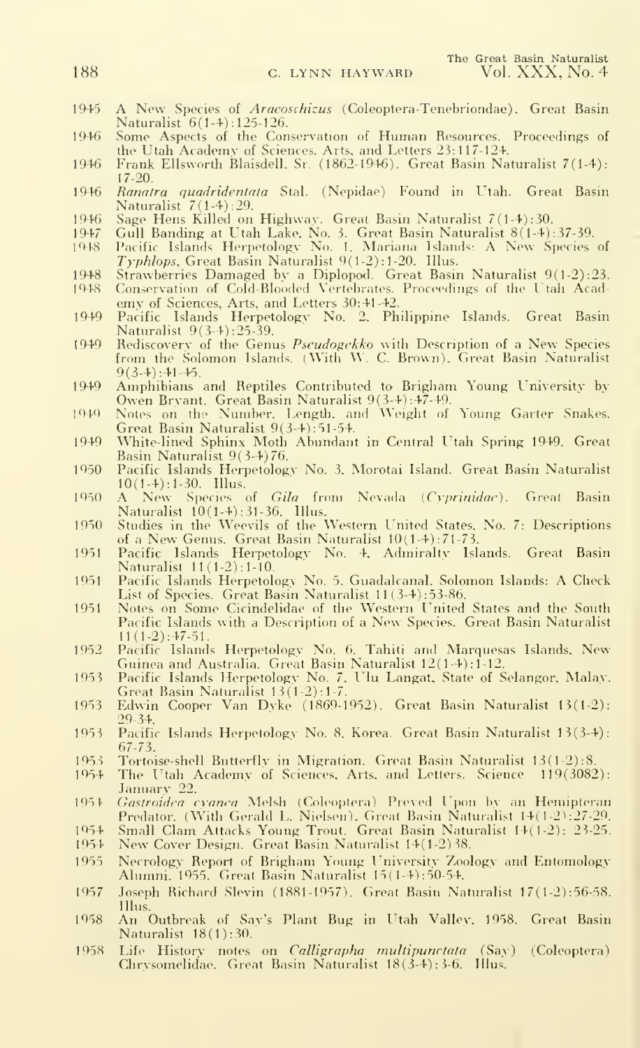1945 A New Species of *Araeoschizus* (Coleoptera-Tenebriondae). Great Basin Naturalist 6(1-4):125-126.

1946 Some Aspects of the Conservation of Human Resources. Proceedings of the Utah Academy of Sciences, Arts, and Letters 23:117-124.

1946 Frank Ellsworth Blaisdell, Sr. (1862-1946). Great Basin Naturalist 7(1-4): 17-20.

1946 *Ranatra quadridentata* Stal. (Nepidae) Found in Utah. Great Basin Naturalist 7(1-4):29.

1946 Sage Hens Killed on Highway. Great Basin Naturalist 7(1-4):30.

1947 Gull Banding at Utah Lake, No. 3. Great Basin Naturalist 8(1-4):37-39.

1948 Pacific Islands Herpetology No. 1. Mariana Islands: A New Species of *Typhlops*, Great Basin Naturalist 9(1-2):1-20. Illus.

1948 Strawberries Damaged by a Diplopod. Great Basin Naturalist 9(1-2):23.

1948 Conservation of Cold-Blooded Vertebrates. Proceedings of the Utah Academy of Sciences, Arts, and Letters 30:41-42.

1949 Pacific Islands Herpetology No. 2, Philippine Islands. Great Basin Naturalist 9(3-4):25-39.

1949 Rediscovery of the Genus *Pseudogekko* with Description of a New Species from the Solomon Islands. (With W. C. Brown). Great Basin Naturalist 9(3-4):41-45.

1949 Amphibians and Reptiles Contributed to Brigham Young University by Owen Bryant. Great Basin Naturalist 9(3-4):47-49.

1949 Notes on the Number, Length, and Weight of Young Garter Snakes. Great Basin Naturalist 9(3-4):51-54.

1949 White-lined Sphinx Moth Abundant in Central Utah Spring 1949. Great Basin Naturalist 9(3-4)76.

1950 Pacific Islands Herpetology No. 3. Morotai Island. Great Basin Naturalist 10(1-4):1-30. Illus.

1950 A New Species of *Gila* from Nevada (*Cyprinidae*). Great Basin Naturalist 10(1-4):31-36. Illus.

1950 Studies in the Weevils of the Western United States, No. 7: Descriptions of a New Genus. Great Basin Naturalist 10(1-4):71-73.

1951 Pacific Islands Herpetology No. 4, Admiralty Islands. Great Basin Naturalist 11(1-2):1-10.

1951 Pacific Islands Herpetology No. 5, Guadalcanal, Solomon Islands: A Check List of Species. Great Basin Naturalist 11(3-4):53-86.

1951 Notes on Some Cicindelidae of the Western United States and the South Pacific Islands with a Description of a New Species. Great Basin Naturalist 11(1-2):47-51.

1952 Pacific Islands Herpetology No. 6, Tahiti and Marquesas Islands, New Guinea and Australia. Great Basin Naturalist 12(1-4):1-12.

1953 Pacific Islands Herpetology No. 7, Ulu Langat, State of Selangor, Malay. Great Basin Naturalist 13(1-2):1-7.

1953 Edwin Cooper Van Dyke (1869-1952). Great Basin Naturalist 13(1-2): 29-34.

1953 Pacific Islands Herpetology No. 8, Korea. Great Basin Naturalist 13(3-4): 67-73.

1953 Tortoise-shell Butterfly in Migration. Great Basin Naturalist 13(1-2):8.

1954 The Utah Academy of Sciences, Arts, and Letters. Science 119(3082): January 22.

1954 *Gastroidea cyanea* Melsh (Coleoptera) Preyed Upon by an Hemipteran Predator. (With Gerald L. Nielsen). Great Basin Naturalist 14(1-2):27-29.

1954 Small Clam Attacks Young Trout. Great Basin Naturalist 14(1-2): 23-25.

1954 New Cover Design. Great Basin Naturalist 14(1-2)38.

1955 Necrology Report of Brigham Young University Zoology and Entomology Alumni, 1955. Great Basin Naturalist 15(1-4):50-54.

1957 Joseph Richard Slevin (1881-1957). Great Basin Naturalist 17(1-2):56-58. Illus.

1958 An Outbreak of Say's Plant Bug in Utah Valley, 1958. Great Basin Naturalist 18(1):30.

1958 Life History notes on *Calligrapha multipunctata* (Say) (Coleoptera) Chrysomelidae. Great Basin Naturalist 18(3-4):3-6. Illus.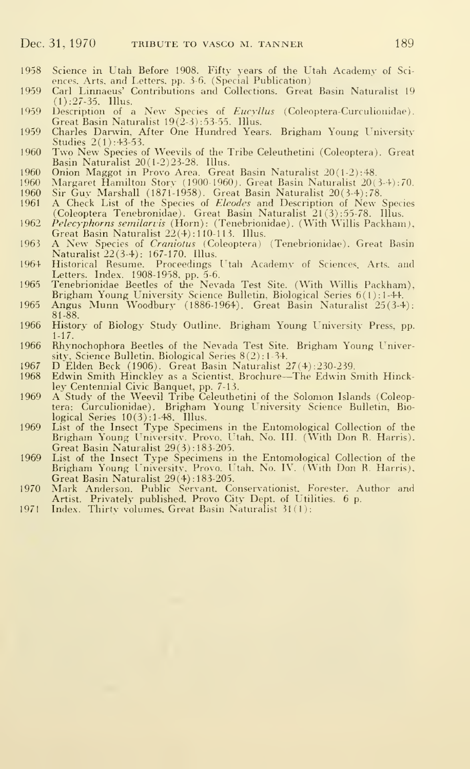1958 Science in Utah Before 1908. Fifty years of the Utah Academy of Sciences, Arts, and Letters, pp. 3-6. (Special Publication)

1959 Carl Linnaeus' Contributions and Collections. Great Basin Naturalist 19 (1):27-35. Illus.

1959 Description of a New Species of *Eucyllus* (Coleoptera-Curculionidae). Great Basin Naturalist 19(2-3):53-55. Illus.

1959 Charles Darwin, After One Hundred Years. Brigham Young University Studies 2(1):43-53.

1960 Two New Species of Weevils of the Tribe Celeuthetini (Coleoptera). Great Basin Naturalist 20(1-2)23-28. Illus.

1960 Onion Maggot in Provo Area. Great Basin Naturalist 20(1-2):48.

1960 Margaret Hamilton Story (1900-1960). Great Basin Naturalist 20(3-4):70.

1960 Sir Guy Marshall (1871-1958). Great Basin Naturalist 20(3-4):78.

1961 A Check List of the Species of *Eleodes* and Description of New Species (Coleoptera Tenebronidae). Great Basin Naturalist 21(3):55-78. Illus.

1962 *Pelecyphorus semilaevis* (Horn): (Tenebrionidae). (With Willis Packham), Great Basin Naturalist 22(4):110-113. Illus.

1963 A New Species of *Craniotus* (Coleoptera) (Tenebrionidae). Great Basin Naturalist 22(3-4): 167-170. Illus.

1964 Historical Resume. Proceedings Utah Academy of Sciences, Arts, and Letters. Index. 1908-1958, pp. 5-6.

1965 Tenebrionidae Beetles of the Nevada Test Site. (With Willis Packham), Brigham Young University Science Bulletin, Biological Series 6(1):1-44.

1965 Angus Munn Woodbury (1886-1964). Great Basin Naturalist 25(3-4): 81-88.

1966 History of Biology Study Outline. Brigham Young University Press, pp. 1-17.

1966 Rhynochophora Beetles of the Nevada Test Site. Brigham Young University, Science Bulletin, Biological Series 8(2):1-34.

1967 D Elden Beck (1906). Great Basin Naturalist 27(4):230-239.

1968 Edwin Smith Hinckley as a Scientist, Brochure—The Edwin Smith Hinckley Centennial Civic Banquet, pp. 7-13.

1969 A Study of the Weevil Tribe Celeuthetini of the Solomon Islands (Coleoptera: Curculionidae). Brigham Young University Science Bulletin, Biological Series 10(3):1-48. Illus.

1969 List of the Insect Type Specimens in the Entomological Collection of the Brigham Young University, Provo, Utah, No. III. (With Don R. Harris). Great Basin Naturalist 29(3):183-205.

1969 List of the Insect Type Specimens in the Entomological Collection of the Brigham Young University, Provo, Utah, No. IV. (With Don R. Harris), Great Basin Naturalist 29(4):183-205.

1970 Mark Anderson, Public Servant, Conservationist, Forester, Author and Artist. Privately published, Provo City Dept. of Utilities. 6 p.

1971 Index. Thirty volumes, Great Basin Naturalist 31(1):